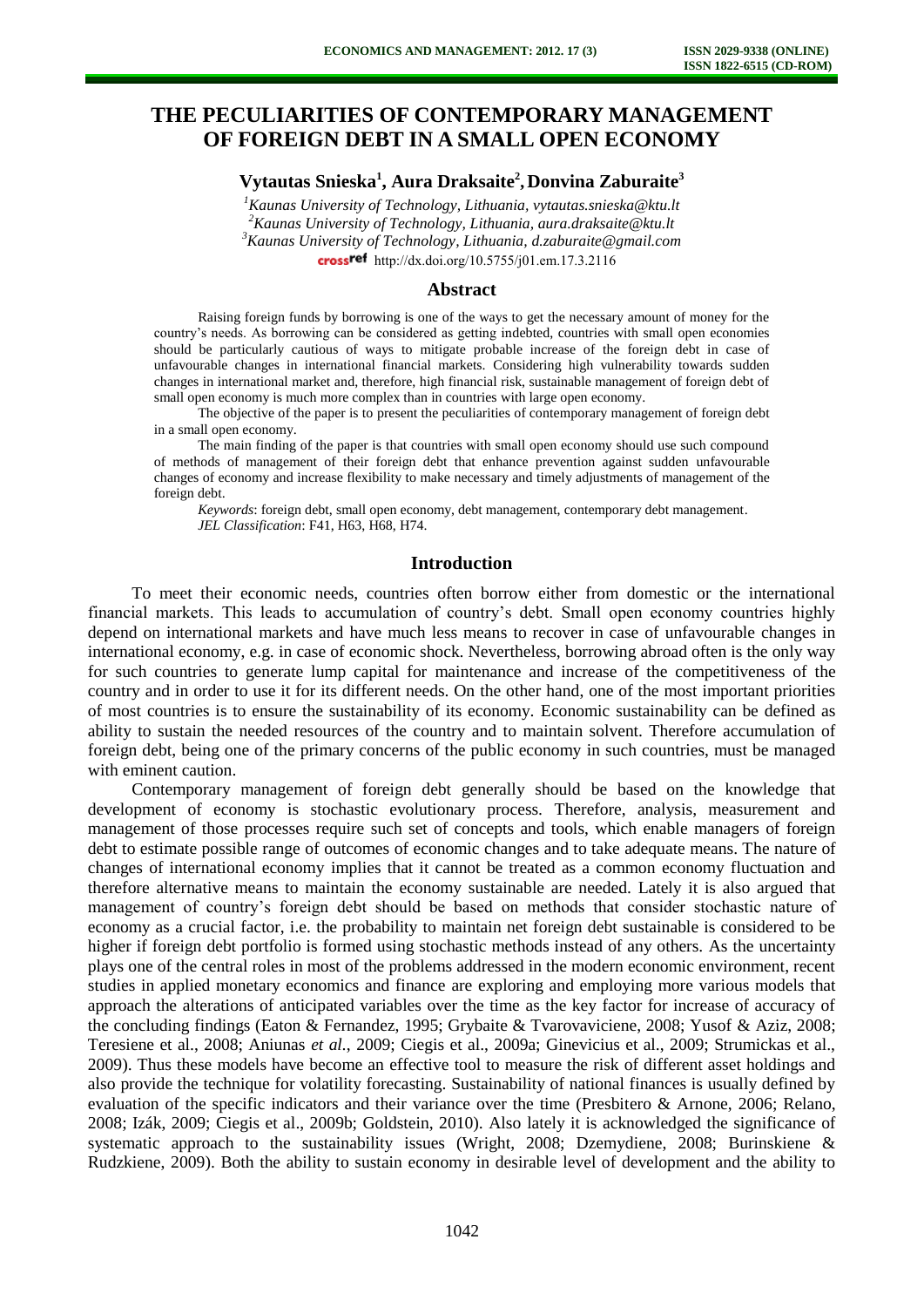# THE PECULIARITIES OF CONTEMPORARY MANAGEMENT OF FOREIGN DEBT IN A SMALL OPEN ECONOMY

**Vytautas Snieska[1], Aura Draksaite[2], Donvina Zaburaite[3]**

[1]*Kaunas University of Technology, Lithuania, vytautas.snieska@ktu.lt*
[2]*Kaunas University of Technology, Lithuania, aura.draksaite@ktu.lt*
[3]*Kaunas University of Technology, Lithuania, d.zaburaite@gmail.com*
http://dx.doi.org/10.5755/j01.em.17.3.2116

## Abstract

Raising foreign funds by borrowing is one of the ways to get the necessary amount of money for the country's needs. As borrowing can be considered as getting indebted, countries with small open economies should be particularly cautious of ways to mitigate probable increase of the foreign debt in case of unfavourable changes in international financial markets. Considering high vulnerability towards sudden changes in international market and, therefore, high financial risk, sustainable management of foreign debt of small open economy is much more complex than in countries with large open economy.

The objective of the paper is to present the peculiarities of contemporary management of foreign debt in a small open economy.

The main finding of the paper is that countries with small open economy should use such compound of methods of management of their foreign debt that enhance prevention against sudden unfavourable changes of economy and increase flexibility to make necessary and timely adjustments of management of the foreign debt.

*Keywords*: foreign debt, small open economy, debt management, contemporary debt management.
*JEL Classification*: F41, H63, H68, H74.

## Introduction

To meet their economic needs, countries often borrow either from domestic or the international financial markets. This leads to accumulation of country's debt. Small open economy countries highly depend on international markets and have much less means to recover in case of unfavourable changes in international economy, e.g. in case of economic shock. Nevertheless, borrowing abroad often is the only way for such countries to generate lump capital for maintenance and increase of the competitiveness of the country and in order to use it for its different needs. On the other hand, one of the most important priorities of most countries is to ensure the sustainability of its economy. Economic sustainability can be defined as ability to sustain the needed resources of the country and to maintain solvent. Therefore accumulation of foreign debt, being one of the primary concerns of the public economy in such countries, must be managed with eminent caution.

Contemporary management of foreign debt generally should be based on the knowledge that development of economy is stochastic evolutionary process. Therefore, analysis, measurement and management of those processes require such set of concepts and tools, which enable managers of foreign debt to estimate possible range of outcomes of economic changes and to take adequate means. The nature of changes of international economy implies that it cannot be treated as a common economy fluctuation and therefore alternative means to maintain the economy sustainable are needed. Lately it is also argued that management of country's foreign debt should be based on methods that consider stochastic nature of economy as a crucial factor, i.e. the probability to maintain net foreign debt sustainable is considered to be higher if foreign debt portfolio is formed using stochastic methods instead of any others. As the uncertainty plays one of the central roles in most of the problems addressed in the modern economic environment, recent studies in applied monetary economics and finance are exploring and employing more various models that approach the alterations of anticipated variables over the time as the key factor for increase of accuracy of the concluding findings (Eaton & Fernandez, 1995; Grybaite & Tvarovaviciene, 2008; Yusof & Aziz, 2008; Teresiene et al., 2008; Aniunas *et al*., 2009; Ciegis et al., 2009a; Ginevicius et al., 2009; Strumickas et al., 2009). Thus these models have become an effective tool to measure the risk of different asset holdings and also provide the technique for volatility forecasting. Sustainability of national finances is usually defined by evaluation of the specific indicators and their variance over the time (Presbitero & Arnone, 2006; Relano, 2008; Izák, 2009; Ciegis et al., 2009b; Goldstein, 2010). Also lately it is acknowledged the significance of systematic approach to the sustainability issues (Wright, 2008; Dzemydiene, 2008; Burinskiene & Rudzkiene, 2009). Both the ability to sustain economy in desirable level of development and the ability to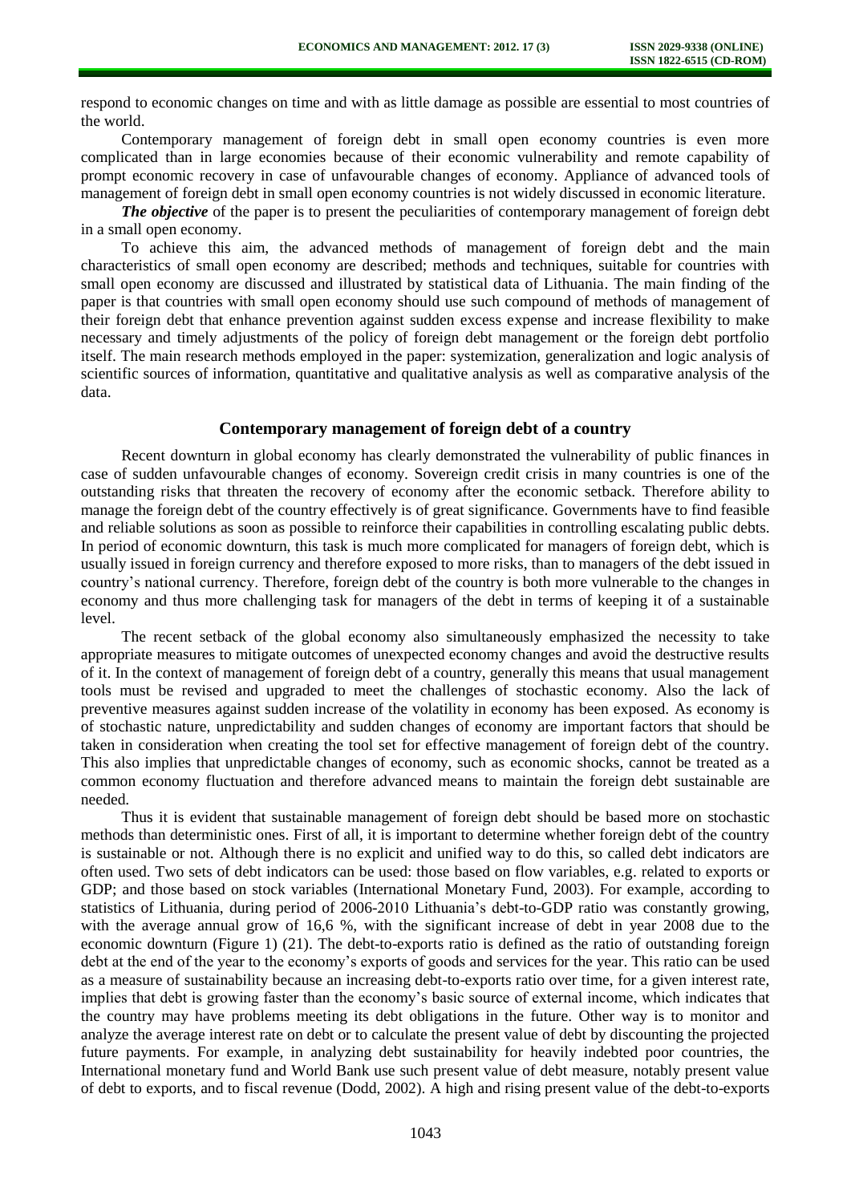respond to economic changes on time and with as little damage as possible are essential to most countries of the world.

Contemporary management of foreign debt in small open economy countries is even more complicated than in large economies because of their economic vulnerability and remote capability of prompt economic recovery in case of unfavourable changes of economy. Appliance of advanced tools of management of foreign debt in small open economy countries is not widely discussed in economic literature.

***The objective*** of the paper is to present the peculiarities of contemporary management of foreign debt in a small open economy.

To achieve this aim, the advanced methods of management of foreign debt and the main characteristics of small open economy are described; methods and techniques, suitable for countries with small open economy are discussed and illustrated by statistical data of Lithuania. The main finding of the paper is that countries with small open economy should use such compound of methods of management of their foreign debt that enhance prevention against sudden excess expense and increase flexibility to make necessary and timely adjustments of the policy of foreign debt management or the foreign debt portfolio itself. The main research methods employed in the paper: systemization, generalization and logic analysis of scientific sources of information, quantitative and qualitative analysis as well as comparative analysis of the data.

## Contemporary management of foreign debt of a country

Recent downturn in global economy has clearly demonstrated the vulnerability of public finances in case of sudden unfavourable changes of economy. Sovereign credit crisis in many countries is one of the outstanding risks that threaten the recovery of economy after the economic setback. Therefore ability to manage the foreign debt of the country effectively is of great significance. Governments have to find feasible and reliable solutions as soon as possible to reinforce their capabilities in controlling escalating public debts. In period of economic downturn, this task is much more complicated for managers of foreign debt, which is usually issued in foreign currency and therefore exposed to more risks, than to managers of the debt issued in country's national currency. Therefore, foreign debt of the country is both more vulnerable to the changes in economy and thus more challenging task for managers of the debt in terms of keeping it of a sustainable level.

The recent setback of the global economy also simultaneously emphasized the necessity to take appropriate measures to mitigate outcomes of unexpected economy changes and avoid the destructive results of it. In the context of management of foreign debt of a country, generally this means that usual management tools must be revised and upgraded to meet the challenges of stochastic economy. Also the lack of preventive measures against sudden increase of the volatility in economy has been exposed. As economy is of stochastic nature, unpredictability and sudden changes of economy are important factors that should be taken in consideration when creating the tool set for effective management of foreign debt of the country. This also implies that unpredictable changes of economy, such as economic shocks, cannot be treated as a common economy fluctuation and therefore advanced means to maintain the foreign debt sustainable are needed.

Thus it is evident that sustainable management of foreign debt should be based more on stochastic methods than deterministic ones. First of all, it is important to determine whether foreign debt of the country is sustainable or not. Although there is no explicit and unified way to do this, so called debt indicators are often used. Two sets of debt indicators can be used: those based on flow variables, e.g. related to exports or GDP; and those based on stock variables (International Monetary Fund, 2003). For example, according to statistics of Lithuania, during period of 2006-2010 Lithuania's debt-to-GDP ratio was constantly growing, with the average annual grow of 16,6 %, with the significant increase of debt in year 2008 due to the economic downturn (Figure 1) (21). The debt-to-exports ratio is defined as the ratio of outstanding foreign debt at the end of the year to the economy's exports of goods and services for the year. This ratio can be used as a measure of sustainability because an increasing debt-to-exports ratio over time, for a given interest rate, implies that debt is growing faster than the economy's basic source of external income, which indicates that the country may have problems meeting its debt obligations in the future. Other way is to monitor and analyze the average interest rate on debt or to calculate the present value of debt by discounting the projected future payments. For example, in analyzing debt sustainability for heavily indebted poor countries, the International monetary fund and World Bank use such present value of debt measure, notably present value of debt to exports, and to fiscal revenue (Dodd, 2002). A high and rising present value of the debt-to-exports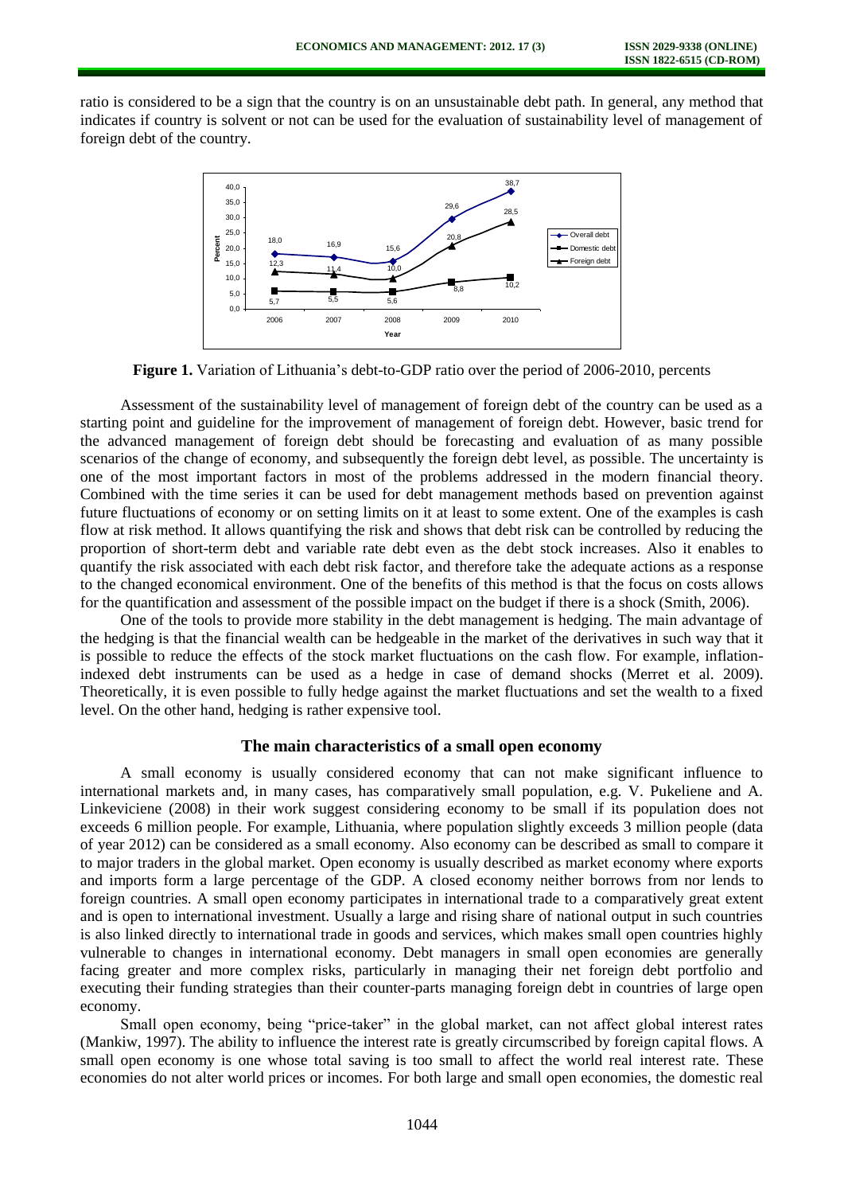ratio is considered to be a sign that the country is on an unsustainable debt path. In general, any method that indicates if country is solvent or not can be used for the evaluation of sustainability level of management of foreign debt of the country.

**Figure 1.** Variation of Lithuania's debt-to-GDP ratio over the period of 2006-2010, percents

Assessment of the sustainability level of management of foreign debt of the country can be used as a starting point and guideline for the improvement of management of foreign debt. However, basic trend for the advanced management of foreign debt should be forecasting and evaluation of as many possible scenarios of the change of economy, and subsequently the foreign debt level, as possible. The uncertainty is one of the most important factors in most of the problems addressed in the modern financial theory. Combined with the time series it can be used for debt management methods based on prevention against future fluctuations of economy or on setting limits on it at least to some extent. One of the examples is cash flow at risk method. It allows quantifying the risk and shows that debt risk can be controlled by reducing the proportion of short-term debt and variable rate debt even as the debt stock increases. Also it enables to quantify the risk associated with each debt risk factor, and therefore take the adequate actions as a response to the changed economical environment. One of the benefits of this method is that the focus on costs allows for the quantification and assessment of the possible impact on the budget if there is a shock (Smith, 2006).

One of the tools to provide more stability in the debt management is hedging. The main advantage of the hedging is that the financial wealth can be hedgeable in the market of the derivatives in such way that it is possible to reduce the effects of the stock market fluctuations on the cash flow. For example, inflation-indexed debt instruments can be used as a hedge in case of demand shocks (Merret et al. 2009). Theoretically, it is even possible to fully hedge against the market fluctuations and set the wealth to a fixed level. On the other hand, hedging is rather expensive tool.

## The main characteristics of a small open economy

A small economy is usually considered economy that can not make significant influence to international markets and, in many cases, has comparatively small population, e.g. V. Pukeliene and A. Linkeviciene (2008) in their work suggest considering economy to be small if its population does not exceeds 6 million people. For example, Lithuania, where population slightly exceeds 3 million people (data of year 2012) can be considered as a small economy. Also economy can be described as small to compare it to major traders in the global market. Open economy is usually described as market economy where exports and imports form a large percentage of the GDP. A closed economy neither borrows from nor lends to foreign countries. A small open economy participates in international trade to a comparatively great extent and is open to international investment. Usually a large and rising share of national output in such countries is also linked directly to international trade in goods and services, which makes small open countries highly vulnerable to changes in international economy. Debt managers in small open economies are generally facing greater and more complex risks, particularly in managing their net foreign debt portfolio and executing their funding strategies than their counter-parts managing foreign debt in countries of large open economy.

Small open economy, being "price-taker" in the global market, can not affect global interest rates (Mankiw, 1997). The ability to influence the interest rate is greatly circumscribed by foreign capital flows. A small open economy is one whose total saving is too small to affect the world real interest rate. These economies do not alter world prices or incomes. For both large and small open economies, the domestic real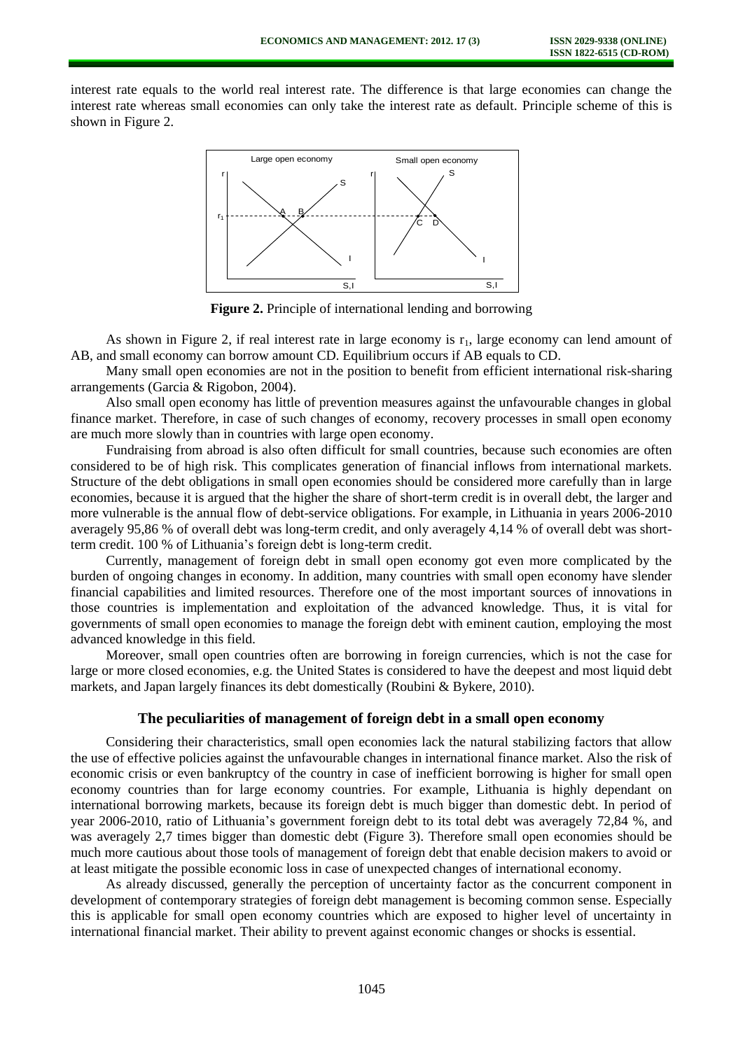interest rate equals to the world real interest rate. The difference is that large economies can change the interest rate whereas small economies can only take the interest rate as default. Principle scheme of this is shown in Figure 2.

**Figure 2.** Principle of international lending and borrowing

As shown in Figure 2, if real interest rate in large economy is $r_1$, large economy can lend amount of AB, and small economy can borrow amount CD. Equilibrium occurs if AB equals to CD.

Many small open economies are not in the position to benefit from efficient international risk-sharing arrangements (Garcia & Rigobon, 2004).

Also small open economy has little of prevention measures against the unfavourable changes in global finance market. Therefore, in case of such changes of economy, recovery processes in small open economy are much more slowly than in countries with large open economy.

Fundraising from abroad is also often difficult for small countries, because such economies are often considered to be of high risk. This complicates generation of financial inflows from international markets. Structure of the debt obligations in small open economies should be considered more carefully than in large economies, because it is argued that the higher the share of short-term credit is in overall debt, the larger and more vulnerable is the annual flow of debt-service obligations. For example, in Lithuania in years 2006-2010 averagely 95,86 % of overall debt was long-term credit, and only averagely 4,14 % of overall debt was short-term credit. 100 % of Lithuania's foreign debt is long-term credit.

Currently, management of foreign debt in small open economy got even more complicated by the burden of ongoing changes in economy. In addition, many countries with small open economy have slender financial capabilities and limited resources. Therefore one of the most important sources of innovations in those countries is implementation and exploitation of the advanced knowledge. Thus, it is vital for governments of small open economies to manage the foreign debt with eminent caution, employing the most advanced knowledge in this field.

Moreover, small open countries often are borrowing in foreign currencies, which is not the case for large or more closed economies, e.g. the United States is considered to have the deepest and most liquid debt markets, and Japan largely finances its debt domestically (Roubini & Bykere, 2010).

## The peculiarities of management of foreign debt in a small open economy

Considering their characteristics, small open economies lack the natural stabilizing factors that allow the use of effective policies against the unfavourable changes in international finance market. Also the risk of economic crisis or even bankruptcy of the country in case of inefficient borrowing is higher for small open economy countries than for large economy countries. For example, Lithuania is highly dependant on international borrowing markets, because its foreign debt is much bigger than domestic debt. In period of year 2006-2010, ratio of Lithuania's government foreign debt to its total debt was averagely 72,84 %, and was averagely 2,7 times bigger than domestic debt (Figure 3). Therefore small open economies should be much more cautious about those tools of management of foreign debt that enable decision makers to avoid or at least mitigate the possible economic loss in case of unexpected changes of international economy.

As already discussed, generally the perception of uncertainty factor as the concurrent component in development of contemporary strategies of foreign debt management is becoming common sense. Especially this is applicable for small open economy countries which are exposed to higher level of uncertainty in international financial market. Their ability to prevent against economic changes or shocks is essential.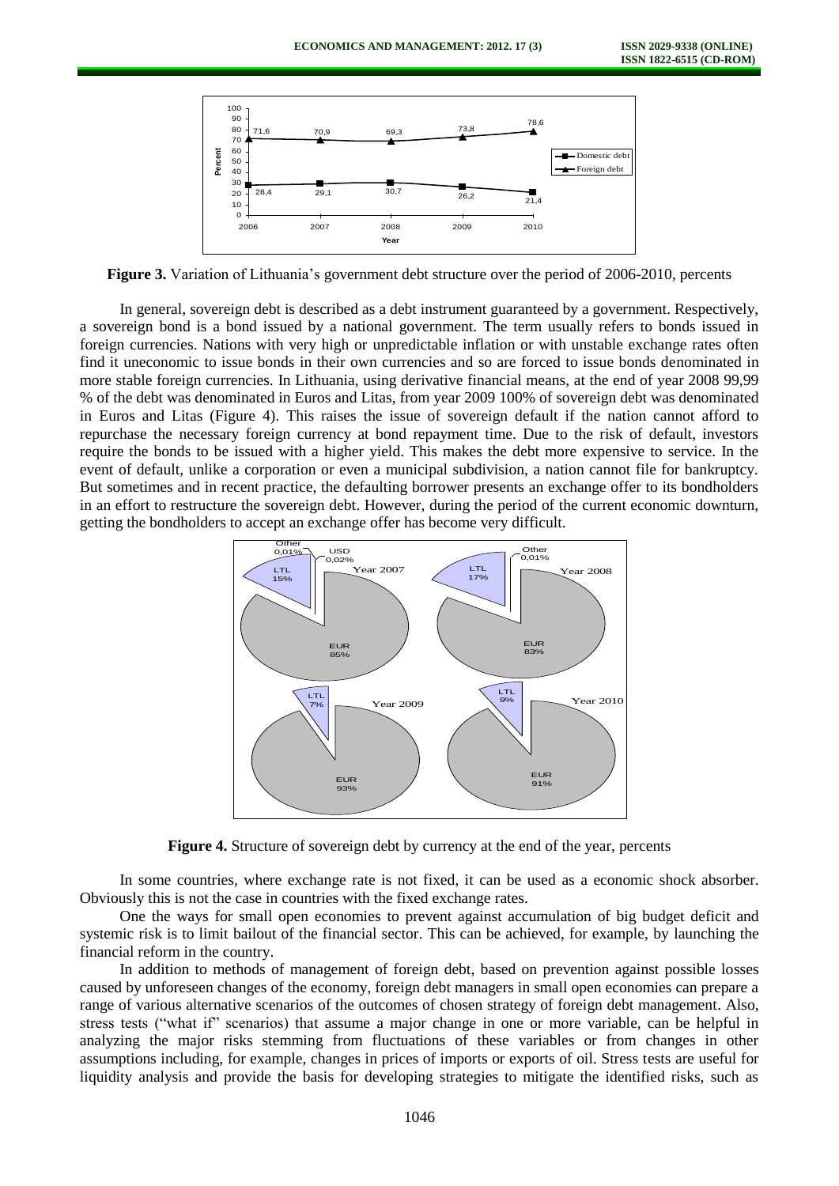**Figure 3.** Variation of Lithuania's government debt structure over the period of 2006-2010, percents

In general, sovereign debt is described as a debt instrument guaranteed by a government. Respectively, a sovereign bond is a bond issued by a national government. The term usually refers to bonds issued in foreign currencies. Nations with very high or unpredictable inflation or with unstable exchange rates often find it uneconomic to issue bonds in their own currencies and so are forced to issue bonds denominated in more stable foreign currencies. In Lithuania, using derivative financial means, at the end of year 2008 99,99 % of the debt was denominated in Euros and Litas, from year 2009 100% of sovereign debt was denominated in Euros and Litas (Figure 4). This raises the issue of sovereign default if the nation cannot afford to repurchase the necessary foreign currency at bond repayment time. Due to the risk of default, investors require the bonds to be issued with a higher yield. This makes the debt more expensive to service. In the event of default, unlike a corporation or even a municipal subdivision, a nation cannot file for bankruptcy. But sometimes and in recent practice, the defaulting borrower presents an exchange offer to its bondholders in an effort to restructure the sovereign debt. However, during the period of the current economic downturn, getting the bondholders to accept an exchange offer has become very difficult.

**Figure 4.** Structure of sovereign debt by currency at the end of the year, percents

In some countries, where exchange rate is not fixed, it can be used as a economic shock absorber. Obviously this is not the case in countries with the fixed exchange rates.

One the ways for small open economies to prevent against accumulation of big budget deficit and systemic risk is to limit bailout of the financial sector. This can be achieved, for example, by launching the financial reform in the country.

In addition to methods of management of foreign debt, based on prevention against possible losses caused by unforeseen changes of the economy, foreign debt managers in small open economies can prepare a range of various alternative scenarios of the outcomes of chosen strategy of foreign debt management. Also, stress tests ("what if" scenarios) that assume a major change in one or more variable, can be helpful in analyzing the major risks stemming from fluctuations of these variables or from changes in other assumptions including, for example, changes in prices of imports or exports of oil. Stress tests are useful for liquidity analysis and provide the basis for developing strategies to mitigate the identified risks, such as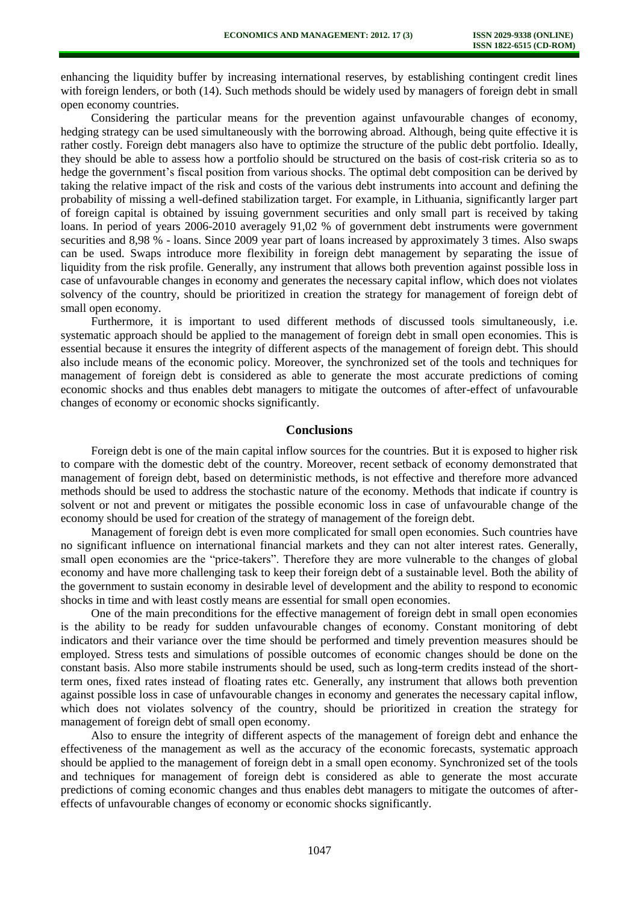enhancing the liquidity buffer by increasing international reserves, by establishing contingent credit lines with foreign lenders, or both (14). Such methods should be widely used by managers of foreign debt in small open economy countries.

Considering the particular means for the prevention against unfavourable changes of economy, hedging strategy can be used simultaneously with the borrowing abroad. Although, being quite effective it is rather costly. Foreign debt managers also have to optimize the structure of the public debt portfolio. Ideally, they should be able to assess how a portfolio should be structured on the basis of cost-risk criteria so as to hedge the government's fiscal position from various shocks. The optimal debt composition can be derived by taking the relative impact of the risk and costs of the various debt instruments into account and defining the probability of missing a well-defined stabilization target. For example, in Lithuania, significantly larger part of foreign capital is obtained by issuing government securities and only small part is received by taking loans. In period of years 2006-2010 averagely 91,02 % of government debt instruments were government securities and 8,98 % - loans. Since 2009 year part of loans increased by approximately 3 times. Also swaps can be used. Swaps introduce more flexibility in foreign debt management by separating the issue of liquidity from the risk profile. Generally, any instrument that allows both prevention against possible loss in case of unfavourable changes in economy and generates the necessary capital inflow, which does not violates solvency of the country, should be prioritized in creation the strategy for management of foreign debt of small open economy.

Furthermore, it is important to used different methods of discussed tools simultaneously, i.e. systematic approach should be applied to the management of foreign debt in small open economies. This is essential because it ensures the integrity of different aspects of the management of foreign debt. This should also include means of the economic policy. Moreover, the synchronized set of the tools and techniques for management of foreign debt is considered as able to generate the most accurate predictions of coming economic shocks and thus enables debt managers to mitigate the outcomes of after-effect of unfavourable changes of economy or economic shocks significantly.

## Conclusions

Foreign debt is one of the main capital inflow sources for the countries. But it is exposed to higher risk to compare with the domestic debt of the country. Moreover, recent setback of economy demonstrated that management of foreign debt, based on deterministic methods, is not effective and therefore more advanced methods should be used to address the stochastic nature of the economy. Methods that indicate if country is solvent or not and prevent or mitigates the possible economic loss in case of unfavourable change of the economy should be used for creation of the strategy of management of the foreign debt.

Management of foreign debt is even more complicated for small open economies. Such countries have no significant influence on international financial markets and they can not alter interest rates. Generally, small open economies are the "price-takers". Therefore they are more vulnerable to the changes of global economy and have more challenging task to keep their foreign debt of a sustainable level. Both the ability of the government to sustain economy in desirable level of development and the ability to respond to economic shocks in time and with least costly means are essential for small open economies.

One of the main preconditions for the effective management of foreign debt in small open economies is the ability to be ready for sudden unfavourable changes of economy. Constant monitoring of debt indicators and their variance over the time should be performed and timely prevention measures should be employed. Stress tests and simulations of possible outcomes of economic changes should be done on the constant basis. Also more stabile instruments should be used, such as long-term credits instead of the short-term ones, fixed rates instead of floating rates etc. Generally, any instrument that allows both prevention against possible loss in case of unfavourable changes in economy and generates the necessary capital inflow, which does not violates solvency of the country, should be prioritized in creation the strategy for management of foreign debt of small open economy.

Also to ensure the integrity of different aspects of the management of foreign debt and enhance the effectiveness of the management as well as the accuracy of the economic forecasts, systematic approach should be applied to the management of foreign debt in a small open economy. Synchronized set of the tools and techniques for management of foreign debt is considered as able to generate the most accurate predictions of coming economic changes and thus enables debt managers to mitigate the outcomes of after-effects of unfavourable changes of economy or economic shocks significantly.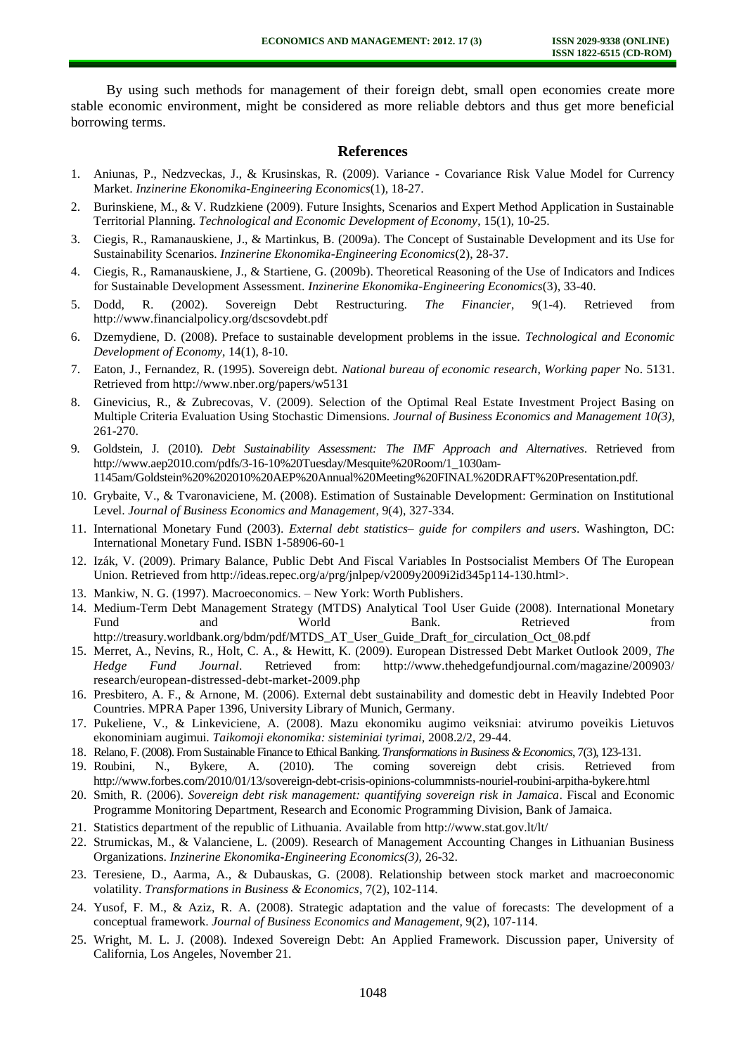By using such methods for management of their foreign debt, small open economies create more stable economic environment, might be considered as more reliable debtors and thus get more beneficial borrowing terms.

## References

1. Aniunas, P., Nedzveckas, J., & Krusinskas, R. (2009). Variance - Covariance Risk Value Model for Currency Market. *Inzinerine Ekonomika-Engineering Economics*(1), 18-27.
2. Burinskiene, M., & V. Rudzkiene (2009). Future Insights, Scenarios and Expert Method Application in Sustainable Territorial Planning. *Technological and Economic Development of Economy*, 15(1), 10-25.
3. Ciegis, R., Ramanauskiene, J., & Martinkus, B. (2009a). The Concept of Sustainable Development and its Use for Sustainability Scenarios. *Inzinerine Ekonomika-Engineering Economics*(2), 28-37.
4. Ciegis, R., Ramanauskiene, J., & Startiene, G. (2009b). Theoretical Reasoning of the Use of Indicators and Indices for Sustainable Development Assessment. *Inzinerine Ekonomika-Engineering Economics*(3), 33-40.
5. Dodd, R. (2002). Sovereign Debt Restructuring. *The Financier*, 9(1-4). Retrieved from http://www.financialpolicy.org/dscsovdebt.pdf
6. Dzemydiene, D. (2008). Preface to sustainable development problems in the issue. *Technological and Economic Development of Economy*, 14(1), 8-10.
7. Eaton, J., Fernandez, R. (1995). Sovereign debt. *National bureau of economic research*, *Working paper* No. 5131. Retrieved from http://www.nber.org/papers/w5131
8. Ginevicius, R., & Zubrecovas, V. (2009). Selection of the Optimal Real Estate Investment Project Basing on Multiple Criteria Evaluation Using Stochastic Dimensions. *Journal of Business Economics and Management 10(3)*, 261-270.
9. Goldstein, J. (2010). *Debt Sustainability Assessment: The IMF Approach and Alternatives*. Retrieved from http://www.aep2010.com/pdfs/3-16-10%20Tuesday/Mesquite%20Room/1_1030am-1145am/Goldstein%20%202010%20AEP%20Annual%20Meeting%20FINAL%20DRAFT%20Presentation.pdf.
10. Grybaite, V., & Tvaronaviciene, M. (2008). Estimation of Sustainable Development: Germination on Institutional Level. *Journal of Business Economics and Management*, 9(4), 327-334.
11. International Monetary Fund (2003). *External debt statistics– guide for compilers and users*. Washington, DC: International Monetary Fund. ISBN 1-58906-60-1
12. Izák, V. (2009). Primary Balance, Public Debt And Fiscal Variables In Postsocialist Members Of The European Union. Retrieved from http://ideas.repec.org/a/prg/jnlpep/v2009y2009i2id345p114-130.html>.
13. Mankiw, N. G. (1997). Macroeconomics. – New York: Worth Publishers.
14. Medium-Term Debt Management Strategy (MTDS) Analytical Tool User Guide (2008). International Monetary Fund and World Bank. Retrieved from http://treasury.worldbank.org/bdm/pdf/MTDS_AT_User_Guide_Draft_for_circulation_Oct_08.pdf
15. Merret, A., Nevins, R., Holt, C. A., & Hewitt, K. (2009). European Distressed Debt Market Outlook 2009, *The Hedge Fund Journal*. Retrieved from: http://www.thehedgefundjournal.com/magazine/200903/research/european-distressed-debt-market-2009.php
16. Presbitero, A. F., & Arnone, M. (2006). External debt sustainability and domestic debt in Heavily Indebted Poor Countries. MPRA Paper 1396, University Library of Munich, Germany.
17. Pukeliene, V., & Linkeviciene, A. (2008). Mazu ekonomiku augimo veiksniai: atvirumo poveikis Lietuvos ekonominiam augimui. *Taikomoji ekonomika: sisteminiai tyrimai*, 2008.2/2, 29-44.
18. Relano, F. (2008). From Sustainable Finance to Ethical Banking. *Transformations in Business & Economics*, 7(3), 123-131.
19. Roubini, N., Bykere, A. (2010). The coming sovereign debt crisis. Retrieved from http://www.forbes.com/2010/01/13/sovereign-debt-crisis-opinions-colummnists-nouriel-roubini-arpitha-bykere.html
20. Smith, R. (2006). *Sovereign debt risk management: quantifying sovereign risk in Jamaica*. Fiscal and Economic Programme Monitoring Department, Research and Economic Programming Division, Bank of Jamaica.
21. Statistics department of the republic of Lithuania. Available from http://www.stat.gov.lt/lt/
22. Strumickas, M., & Valanciene, L. (2009). Research of Management Accounting Changes in Lithuanian Business Organizations. *Inzinerine Ekonomika-Engineering Economics(3)*, 26-32.
23. Teresiene, D., Aarma, A., & Dubauskas, G. (2008). Relationship between stock market and macroeconomic volatility. *Transformations in Business & Economics*, 7(2), 102-114.
24. Yusof, F. M., & Aziz, R. A. (2008). Strategic adaptation and the value of forecasts: The development of a conceptual framework. *Journal of Business Economics and Management*, 9(2), 107-114.
25. Wright, M. L. J. (2008). Indexed Sovereign Debt: An Applied Framework. Discussion paper, University of California, Los Angeles, November 21.